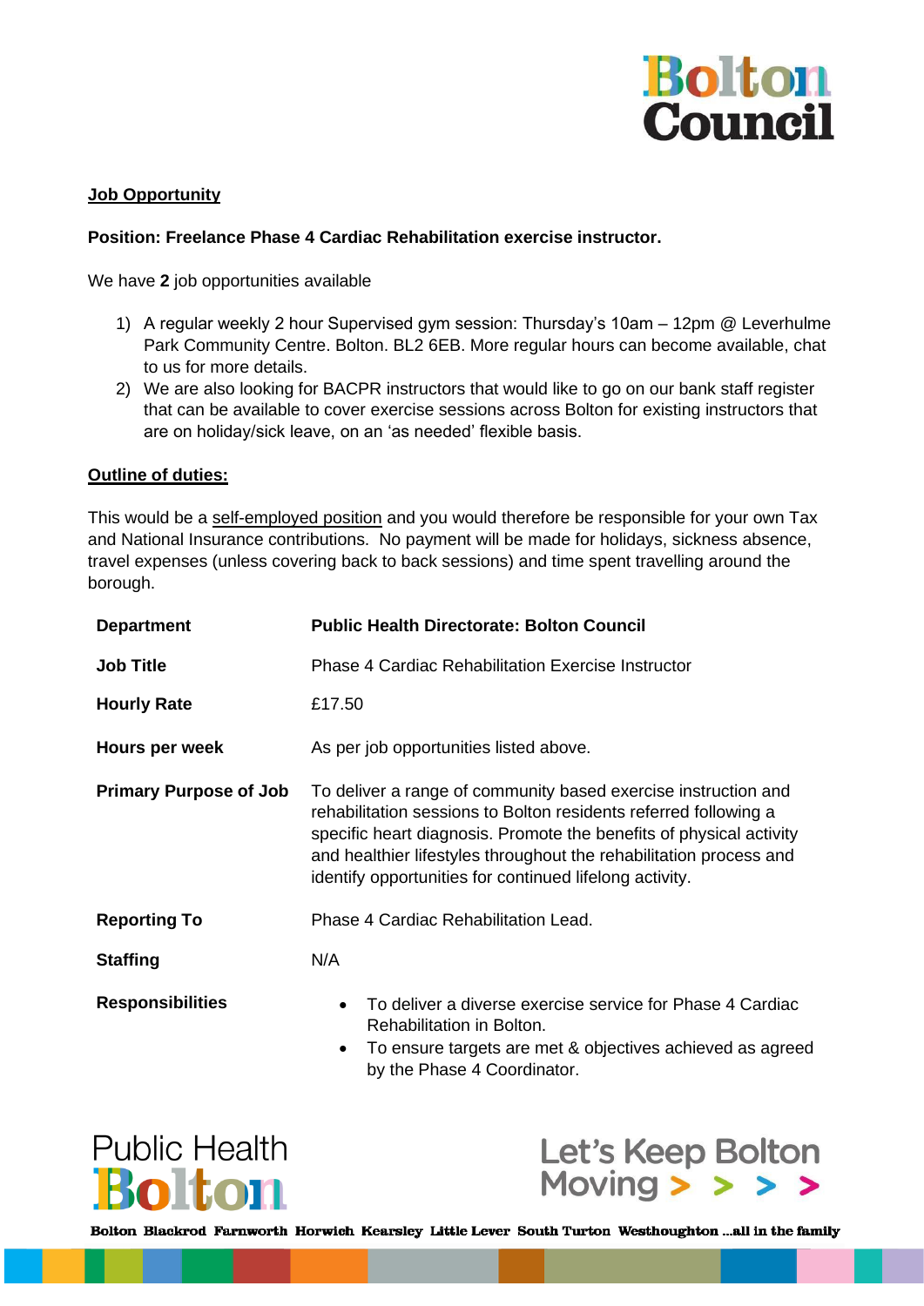**Job Opportunity**

**Position: Freelance Phase 4 Cardiac Rehabilitation exercise instructor.**

We have **2** job opportunities available

1) A regular weekly 2 hour Supervised gym session: Thursday's 10am – 12pm @ Leverhulme Park Community Centre. Bolton. BL2 6EB. More regular hours can become available, chat to us for more details.
2) We are also looking for BACPR instructors that would like to go on our bank staff register that can be available to cover exercise sessions across Bolton for existing instructors that are on holiday/sick leave, on an 'as needed' flexible basis.

**Outline of duties:**

This would be a self-employed position and you would therefore be responsible for your own Tax and National Insurance contributions. No payment will be made for holidays, sickness absence, travel expenses (unless covering back to back sessions) and time spent travelling around the borough.

| | |
|---|---|
| **Department** | **Public Health Directorate: Bolton Council** |
| **Job Title** | Phase 4 Cardiac Rehabilitation Exercise Instructor |
| **Hourly Rate** | £17.50 |
| **Hours per week** | As per job opportunities listed above. |
| **Primary Purpose of Job** | To deliver a range of community based exercise instruction and rehabilitation sessions to Bolton residents referred following a specific heart diagnosis. Promote the benefits of physical activity and healthier lifestyles throughout the rehabilitation process and identify opportunities for continued lifelong activity. |
| **Reporting To** | Phase 4 Cardiac Rehabilitation Lead. |
| **Staffing** | N/A |
| **Responsibilities** | • To deliver a diverse exercise service for Phase 4 Cardiac Rehabilitation in Bolton.<br>• To ensure targets are met & objectives achieved as agreed by the Phase 4 Coordinator. |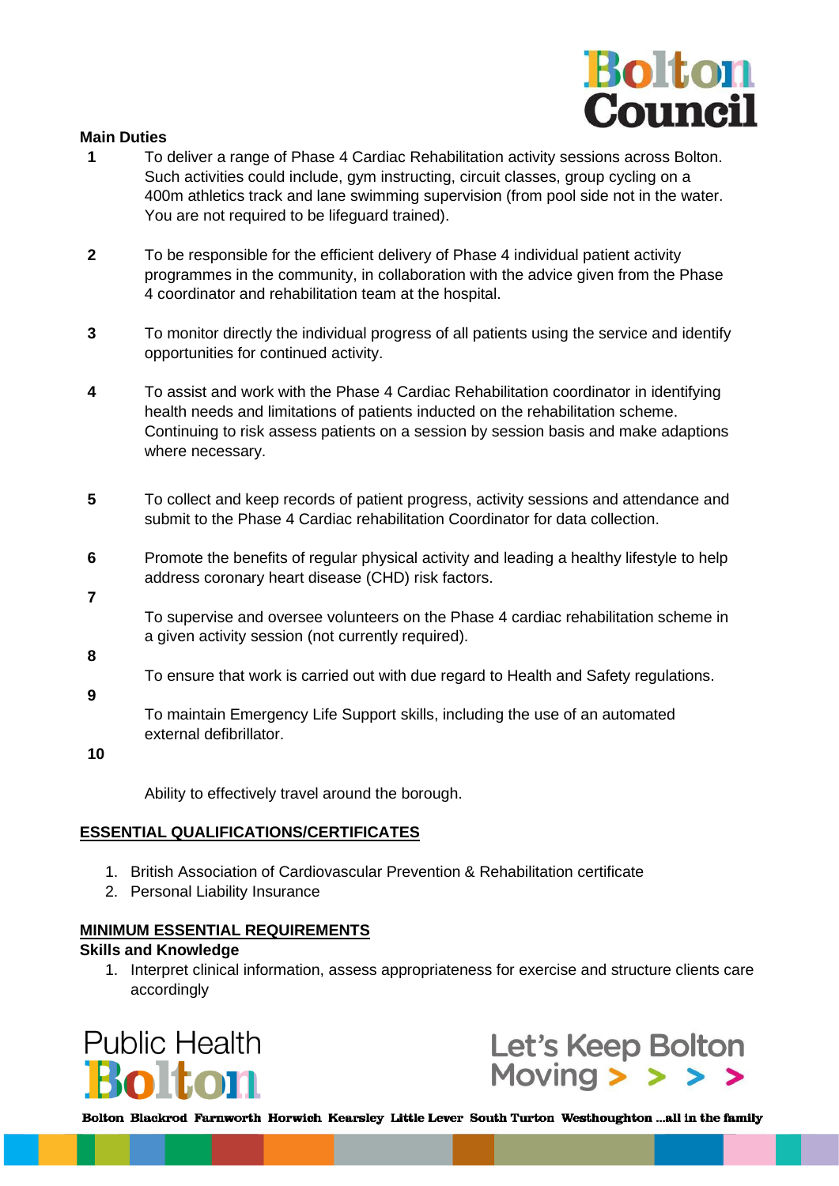**Main Duties**

1. To deliver a range of Phase 4 Cardiac Rehabilitation activity sessions across Bolton. Such activities could include, gym instructing, circuit classes, group cycling on a 400m athletics track and lane swimming supervision (from pool side not in the water. You are not required to be lifeguard trained).

2. To be responsible for the efficient delivery of Phase 4 individual patient activity programmes in the community, in collaboration with the advice given from the Phase 4 coordinator and rehabilitation team at the hospital.

3. To monitor directly the individual progress of all patients using the service and identify opportunities for continued activity.

4. To assist and work with the Phase 4 Cardiac Rehabilitation coordinator in identifying health needs and limitations of patients inducted on the rehabilitation scheme. Continuing to risk assess patients on a session by session basis and make adaptions where necessary.

5. To collect and keep records of patient progress, activity sessions and attendance and submit to the Phase 4 Cardiac rehabilitation Coordinator for data collection.

6. Promote the benefits of regular physical activity and leading a healthy lifestyle to help address coronary heart disease (CHD) risk factors.

7. To supervise and oversee volunteers on the Phase 4 cardiac rehabilitation scheme in a given activity session (not currently required).

8. To ensure that work is carried out with due regard to Health and Safety regulations.

9. To maintain Emergency Life Support skills, including the use of an automated external defibrillator.

10. Ability to effectively travel around the borough.

**ESSENTIAL QUALIFICATIONS/CERTIFICATES**

1. British Association of Cardiovascular Prevention & Rehabilitation certificate
2. Personal Liability Insurance

**MINIMUM ESSENTIAL REQUIREMENTS**

**Skills and Knowledge**

1. Interpret clinical information, assess appropriateness for exercise and structure clients care accordingly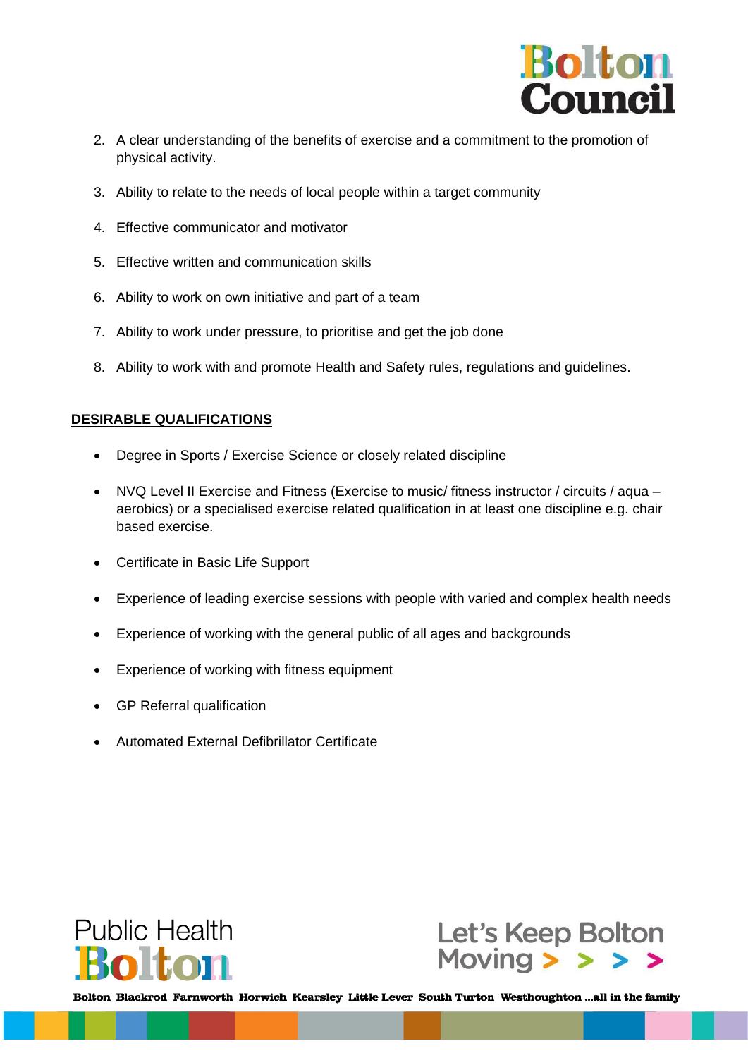2. A clear understanding of the benefits of exercise and a commitment to the promotion of physical activity.

3. Ability to relate to the needs of local people within a target community

4. Effective communicator and motivator

5. Effective written and communication skills

6. Ability to work on own initiative and part of a team

7. Ability to work under pressure, to prioritise and get the job done

8. Ability to work with and promote Health and Safety rules, regulations and guidelines.

**DESIRABLE QUALIFICATIONS**

- Degree in Sports / Exercise Science or closely related discipline

- NVQ Level II Exercise and Fitness (Exercise to music/ fitness instructor / circuits / aqua – aerobics) or a specialised exercise related qualification in at least one discipline e.g. chair based exercise.

- Certificate in Basic Life Support

- Experience of leading exercise sessions with people with varied and complex health needs

- Experience of working with the general public of all ages and backgrounds

- Experience of working with fitness equipment

- GP Referral qualification

- Automated External Defibrillator Certificate